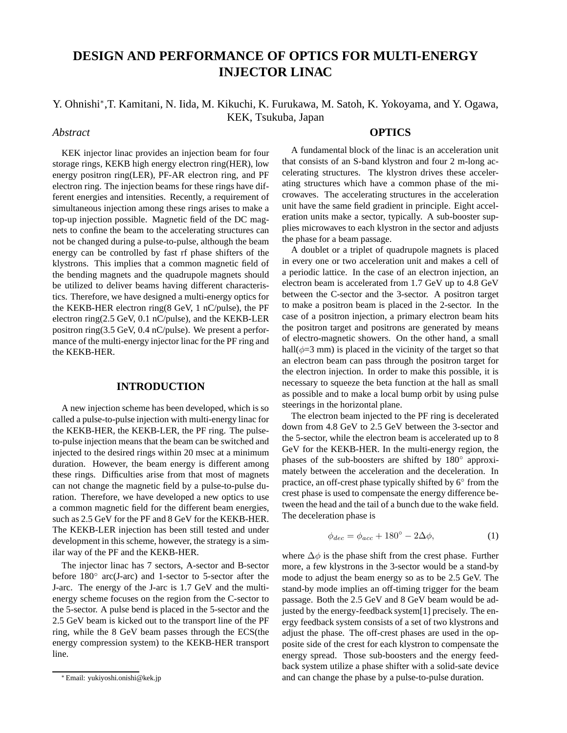# DESIGN AND PERFORMANCE OF OPTICS FOR MULTI-ENERGY INJECTOR LINAC

Y. Ohnishi*, T. Kamitani, N. Iida, M. Kikuchi, K. Furukawa, M. Satoh, K. Yokoyama, and Y. Ogawa, KEK, Tsukuba, Japan

## *Abstract*

KEK injector linac provides an injection beam for four storage rings, KEKB high energy electron ring(HER), low energy positron ring(LER), PF-AR electron ring, and PF electron ring. The injection beams for these rings have different energies and intensities. Recently, a requirement of simultaneous injection among these rings arises to make a top-up injection possible. Magnetic field of the DC magnets to confine the beam to the accelerating structures can not be changed during a pulse-to-pulse, although the beam energy can be controlled by fast rf phase shifters of the klystrons. This implies that a common magnetic field of the bending magnets and the quadrupole magnets should be utilized to deliver beams having different characteristics. Therefore, we have designed a multi-energy optics for the KEKB-HER electron ring(8 GeV, 1 nC/pulse), the PF electron ring(2.5 GeV, 0.1 nC/pulse), and the KEKB-LER positron ring(3.5 GeV, 0.4 nC/pulse). We present a performance of the multi-energy injector linac for the PF ring and the KEKB-HER.

## INTRODUCTION

A new injection scheme has been developed, which is so called a pulse-to-pulse injection with multi-energy linac for the KEKB-HER, the KEKB-LER, the PF ring. The pulse-to-pulse injection means that the beam can be switched and injected to the desired rings within 20 msec at a minimum duration. However, the beam energy is different among these rings. Difficulties arise from that most of magnets can not change the magnetic field by a pulse-to-pulse duration. Therefore, we have developed a new optics to use a common magnetic field for the different beam energies, such as 2.5 GeV for the PF and 8 GeV for the KEKB-HER. The KEKB-LER injection has been still tested and under development in this scheme, however, the strategy is a similar way of the PF and the KEKB-HER.

The injector linac has 7 sectors, A-sector and B-sector before 180° arc(J-arc) and 1-sector to 5-sector after the J-arc. The energy of the J-arc is 1.7 GeV and the multi-energy scheme focuses on the region from the C-sector to the 5-sector. A pulse bend is placed in the 5-sector and the 2.5 GeV beam is kicked out to the transport line of the PF ring, while the 8 GeV beam passes through the ECS(the energy compression system) to the KEKB-HER transport line.

## OPTICS

A fundamental block of the linac is an acceleration unit that consists of an S-band klystron and four 2 m-long accelerating structures. The klystron drives these accelerating structures which have a common phase of the microwaves. The accelerating structures in the acceleration unit have the same field gradient in principle. Eight acceleration units make a sector, typically. A sub-booster supplies microwaves to each klystron in the sector and adjusts the phase for a beam passage.

A doublet or a triplet of quadrupole magnets is placed in every one or two acceleration unit and makes a cell of a periodic lattice. In the case of an electron injection, an electron beam is accelerated from 1.7 GeV up to 4.8 GeV between the C-sector and the 3-sector. A positron target to make a positron beam is placed in the 2-sector. In the case of a positron injection, a primary electron beam hits the positron target and positrons are generated by means of electro-magnetic showers. On the other hand, a small hall($\phi$=3 mm) is placed in the vicinity of the target so that an electron beam can pass through the positron target for the electron injection. In order to make this possible, it is necessary to squeeze the beta function at the hall as small as possible and to make a local bump orbit by using pulse steerings in the horizontal plane.

The electron beam injected to the PF ring is decelerated down from 4.8 GeV to 2.5 GeV between the 3-sector and the 5-sector, while the electron beam is accelerated up to 8 GeV for the KEKB-HER. In the multi-energy region, the phases of the sub-boosters are shifted by 180° approximately between the acceleration and the deceleration. In practice, an off-crest phase typically shifted by 6° from the crest phase is used to compensate the energy difference between the head and the tail of a bunch due to the wake field. The deceleration phase is

$$\phi_{dec} = \phi_{acc} + 180^\circ - 2\Delta\phi, \tag{1}$$

where $\Delta\phi$ is the phase shift from the crest phase. Furthermore, a few klystrons in the 3-sector would be a stand-by mode to adjust the beam energy so as to be 2.5 GeV. The stand-by mode implies an off-timing trigger for the beam passage. Both the 2.5 GeV and 8 GeV beam would be adjusted by the energy-feedback system[1] precisely. The energy feedback system consists of a set of two klystrons and adjust the phase. The off-crest phases are used in the opposite side of the crest for each klystron to compensate the energy spread. Those sub-boosters and the energy feedback system utilize a phase shifter with a solid-sate device and can change the phase by a pulse-to-pulse duration.

* Email: yukiyoshi.onishi@kek.jp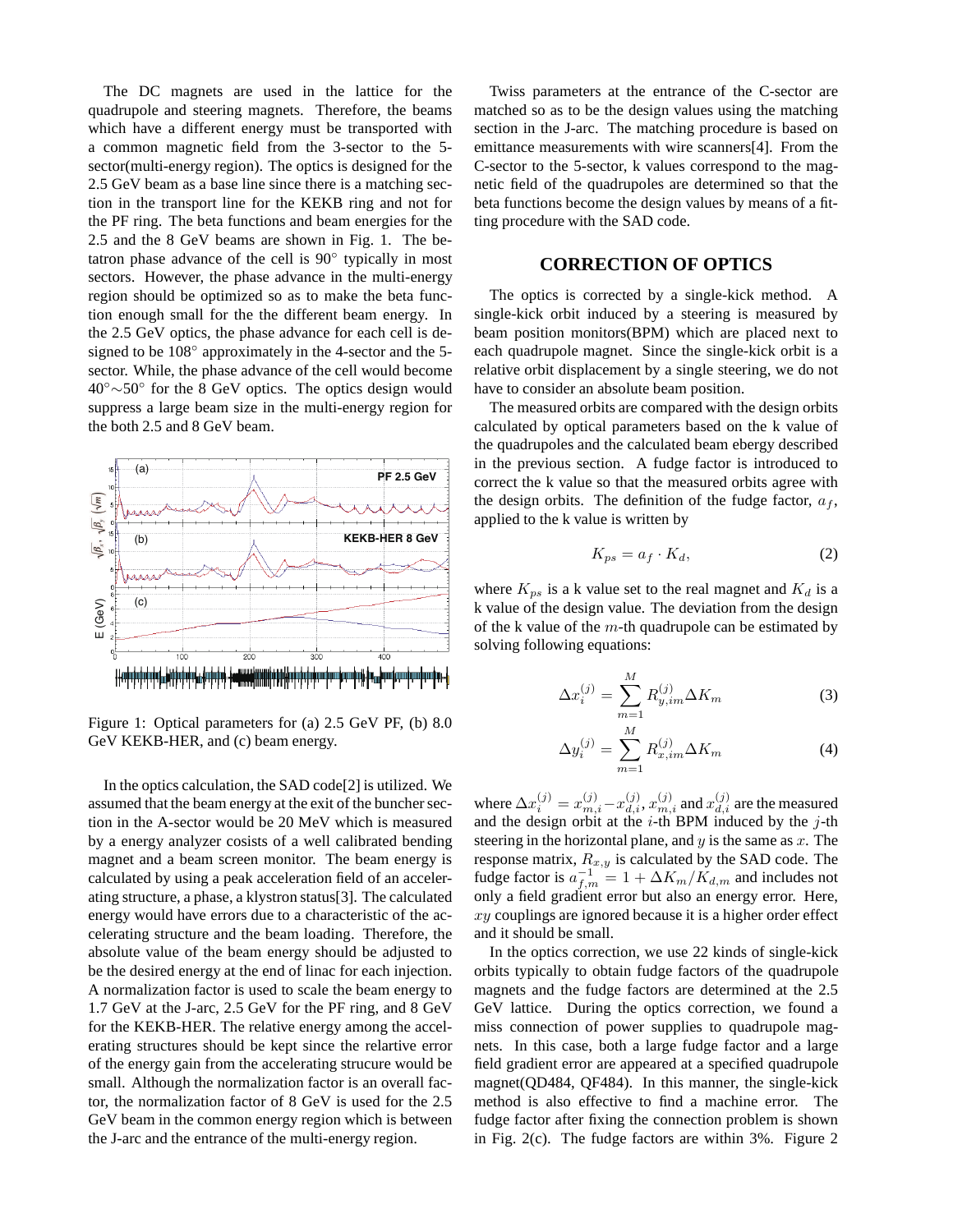The DC magnets are used in the lattice for the quadrupole and steering magnets. Therefore, the beams which have a different energy must be transported with a common magnetic field from the 3-sector to the 5-sector(multi-energy region). The optics is designed for the 2.5 GeV beam as a base line since there is a matching section in the transport line for the KEKB ring and not for the PF ring. The beta functions and beam energies for the 2.5 and the 8 GeV beams are shown in Fig. 1. The betatron phase advance of the cell is 90° typically in most sectors. However, the phase advance in the multi-energy region should be optimized so as to make the beta function enough small for the the different beam energy. In the 2.5 GeV optics, the phase advance for each cell is designed to be 108° approximately in the 4-sector and the 5-sector. While, the phase advance of the cell would become 40°∼50° for the 8 GeV optics. The optics design would suppress a large beam size in the multi-energy region for the both 2.5 and 8 GeV beam.

Figure 1: Optical parameters for (a) 2.5 GeV PF, (b) 8.0 GeV KEKB-HER, and (c) beam energy.

In the optics calculation, the SAD code[2] is utilized. We assumed that the beam energy at the exit of the buncher section in the A-sector would be 20 MeV which is measured by a energy analyzer cosists of a well calibrated bending magnet and a beam screen monitor. The beam energy is calculated by using a peak acceleration field of an accelerating structure, a phase, a klystron status[3]. The calculated energy would have errors due to a characteristic of the accelerating structure and the beam loading. Therefore, the absolute value of the beam energy should be adjusted to be the desired energy at the end of linac for each injection. A normalization factor is used to scale the beam energy to 1.7 GeV at the J-arc, 2.5 GeV for the PF ring, and 8 GeV for the KEKB-HER. The relative energy among the accelerating structures should be kept since the relartive error of the energy gain from the accelerating strucure would be small. Although the normalization factor is an overall factor, the normalization factor of 8 GeV is used for the 2.5 GeV beam in the common energy region which is between the J-arc and the entrance of the multi-energy region.

Twiss parameters at the entrance of the C-sector are matched so as to be the design values using the matching section in the J-arc. The matching procedure is based on emittance measurements with wire scanners[4]. From the C-sector to the 5-sector, k values correspond to the magnetic field of the quadrupoles are determined so that the beta functions become the design values by means of a fitting procedure with the SAD code.

## CORRECTION OF OPTICS

The optics is corrected by a single-kick method. A single-kick orbit induced by a steering is measured by beam position monitors(BPM) which are placed next to each quadrupole magnet. Since the single-kick orbit is a relative orbit displacement by a single steering, we do not have to consider an absolute beam position.

The measured orbits are compared with the design orbits calculated by optical parameters based on the k value of the quadrupoles and the calculated beam ebergy described in the previous section. A fudge factor is introduced to correct the k value so that the measured orbits agree with the design orbits. The definition of the fudge factor, $a_f$, applied to the k value is written by

$$K_{ps} = a_f \cdot K_d, \tag{2}$$

where $K_{ps}$ is a k value set to the real magnet and $K_d$ is a k value of the design value. The deviation from the design of the k value of the $m$-th quadrupole can be estimated by solving following equations:

$$\Delta x_i^{(j)} = \sum_{m=1}^{M} R_{y,im}^{(j)} \Delta K_m \tag{3}$$

$$\Delta y_i^{(j)} = \sum_{m=1}^{M} R_{x,im}^{(j)} \Delta K_m \tag{4}$$

where $\Delta x_i^{(j)} = x_{m,i}^{(j)} - x_{d,i}^{(j)}$, $x_{m,i}^{(j)}$ and $x_{d,i}^{(j)}$ are the measured and the design orbit at the $i$-th BPM induced by the $j$-th steering in the horizontal plane, and $y$ is the same as $x$. The response matrix, $R_{x,y}$ is calculated by the SAD code. The fudge factor is $a_{f,m}^{-1} = 1 + \Delta K_m / K_{d,m}$ and includes not only a field gradient error but also an energy error. Here, $xy$ couplings are ignored because it is a higher order effect and it should be small.

In the optics correction, we use 22 kinds of single-kick orbits typically to obtain fudge factors of the quadrupole magnets and the fudge factors are determined at the 2.5 GeV lattice. During the optics correction, we found a miss connection of power supplies to quadrupole magnets. In this case, both a large fudge factor and a large field gradient error are appeared at a specified quadrupole magnet(QD484, QF484). In this manner, the single-kick method is also effective to find a machine error. The fudge factor after fixing the connection problem is shown in Fig. 2(c). The fudge factors are within 3%. Figure 2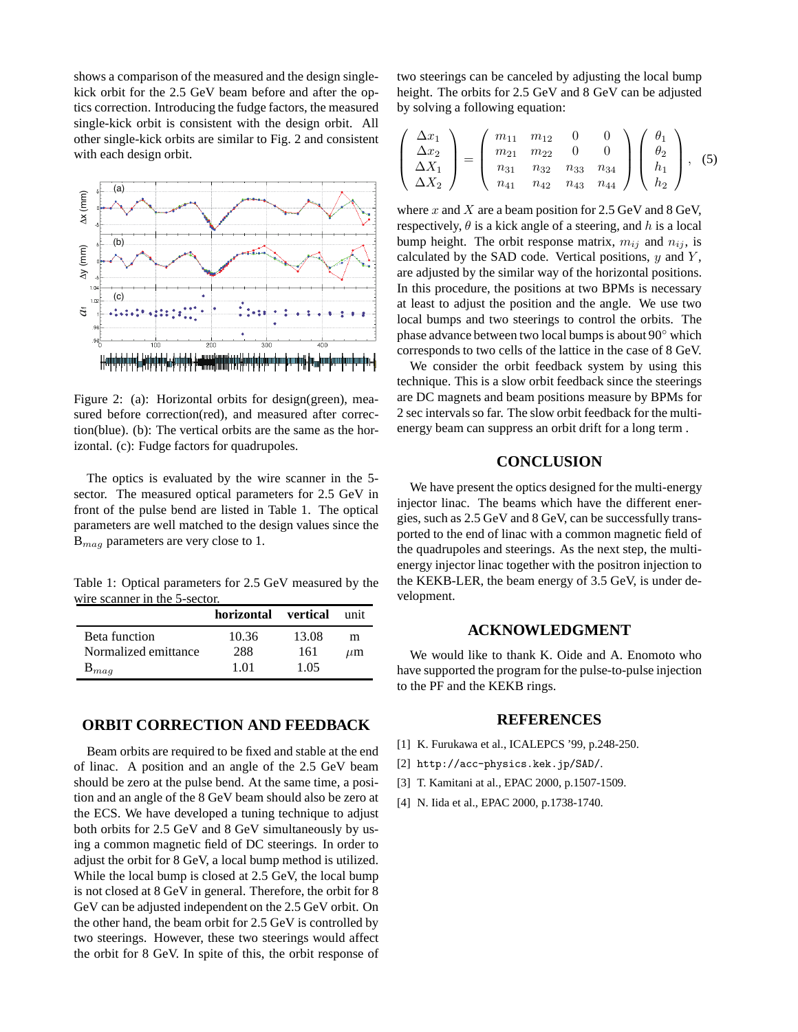shows a comparison of the measured and the design single-kick orbit for the 2.5 GeV beam before and after the optics correction. Introducing the fudge factors, the measured single-kick orbit is consistent with the design orbit. All other single-kick orbits are similar to Fig. 2 and consistent with each design orbit.

(a)

Δx (mm)

(b)

Δy (mm)

(c)

$a_f$

0 100 200 300 400

Figure 2: (a): Horizontal orbits for design(green), measured before correction(red), and measured after correction(blue). (b): The vertical orbits are the same as the horizontal. (c): Fudge factors for quadrupoles.

The optics is evaluated by the wire scanner in the 5-sector. The measured optical parameters for 2.5 GeV in front of the pulse bend are listed in Table 1. The optical parameters are well matched to the design values since the $B_{mag}$ parameters are very close to 1.

Table 1: Optical parameters for 2.5 GeV measured by the wire scanner in the 5-sector.

| | **horizontal** | **vertical** | unit |
|---|---|---|---|
| Beta function | 10.36 | 13.08 | m |
| Normalized emittance | 288 | 161 | $\mu$m |
| $B_{mag}$ | 1.01 | 1.05 | |

## ORBIT CORRECTION AND FEEDBACK

Beam orbits are required to be fixed and stable at the end of linac. A position and an angle of the 2.5 GeV beam should be zero at the pulse bend. At the same time, a position and an angle of the 8 GeV beam should also be zero at the ECS. We have developed a tuning technique to adjust both orbits for 2.5 GeV and 8 GeV simultaneously by using a common magnetic field of DC steerings. In order to adjust the orbit for 8 GeV, a local bump method is utilized. While the local bump is closed at 2.5 GeV, the local bump is not closed at 8 GeV in general. Therefore, the orbit for 8 GeV can be adjusted independent on the 2.5 GeV orbit. On the other hand, the beam orbit for 2.5 GeV is controlled by two steerings. However, these two steerings would affect the orbit for 8 GeV. In spite of this, the orbit response of two steerings can be canceled by adjusting the local bump height. The orbits for 2.5 GeV and 8 GeV can be adjusted by solving a following equation:

$$
\begin{pmatrix} \Delta x_1 \\ \Delta x_2 \\ \Delta X_1 \\ \Delta X_2 \end{pmatrix} = \begin{pmatrix} m_{11} & m_{12} & 0 & 0 \\ m_{21} & m_{22} & 0 & 0 \\ n_{31} & n_{32} & n_{33} & n_{34} \\ n_{41} & n_{42} & n_{43} & n_{44} \end{pmatrix} \begin{pmatrix} \theta_1 \\ \theta_2 \\ h_1 \\ h_2 \end{pmatrix}, \quad (5)
$$

where $x$ and $X$ are a beam position for 2.5 GeV and 8 GeV, respectively, $\theta$ is a kick angle of a steering, and $h$ is a local bump height. The orbit response matrix, $m_{ij}$ and $n_{ij}$, is calculated by the SAD code. Vertical positions, $y$ and $Y$, are adjusted by the similar way of the horizontal positions. In this procedure, the positions at two BPMs is necessary at least to adjust the position and the angle. We use two local bumps and two steerings to control the orbits. The phase advance between two local bumps is about 90° which corresponds to two cells of the lattice in the case of 8 GeV.

We consider the orbit feedback system by using this technique. This is a slow orbit feedback since the steerings are DC magnets and beam positions measure by BPMs for 2 sec intervals so far. The slow orbit feedback for the multi-energy beam can suppress an orbit drift for a long term .

## CONCLUSION

We have present the optics designed for the multi-energy injector linac. The beams which have the different energies, such as 2.5 GeV and 8 GeV, can be successfully transported to the end of linac with a common magnetic field of the quadrupoles and steerings. As the next step, the multi-energy injector linac together with the positron injection to the KEKB-LER, the beam energy of 3.5 GeV, is under development.

## ACKNOWLEDGMENT

We would like to thank K. Oide and A. Enomoto who have supported the program for the pulse-to-pulse injection to the PF and the KEKB rings.

## REFERENCES

[1] K. Furukawa et al., ICALEPCS '99, p.248-250.

[2] `http://acc-physics.kek.jp/SAD/`.

[3] T. Kamitani at al., EPAC 2000, p.1507-1509.

[4] N. Iida et al., EPAC 2000, p.1738-1740.